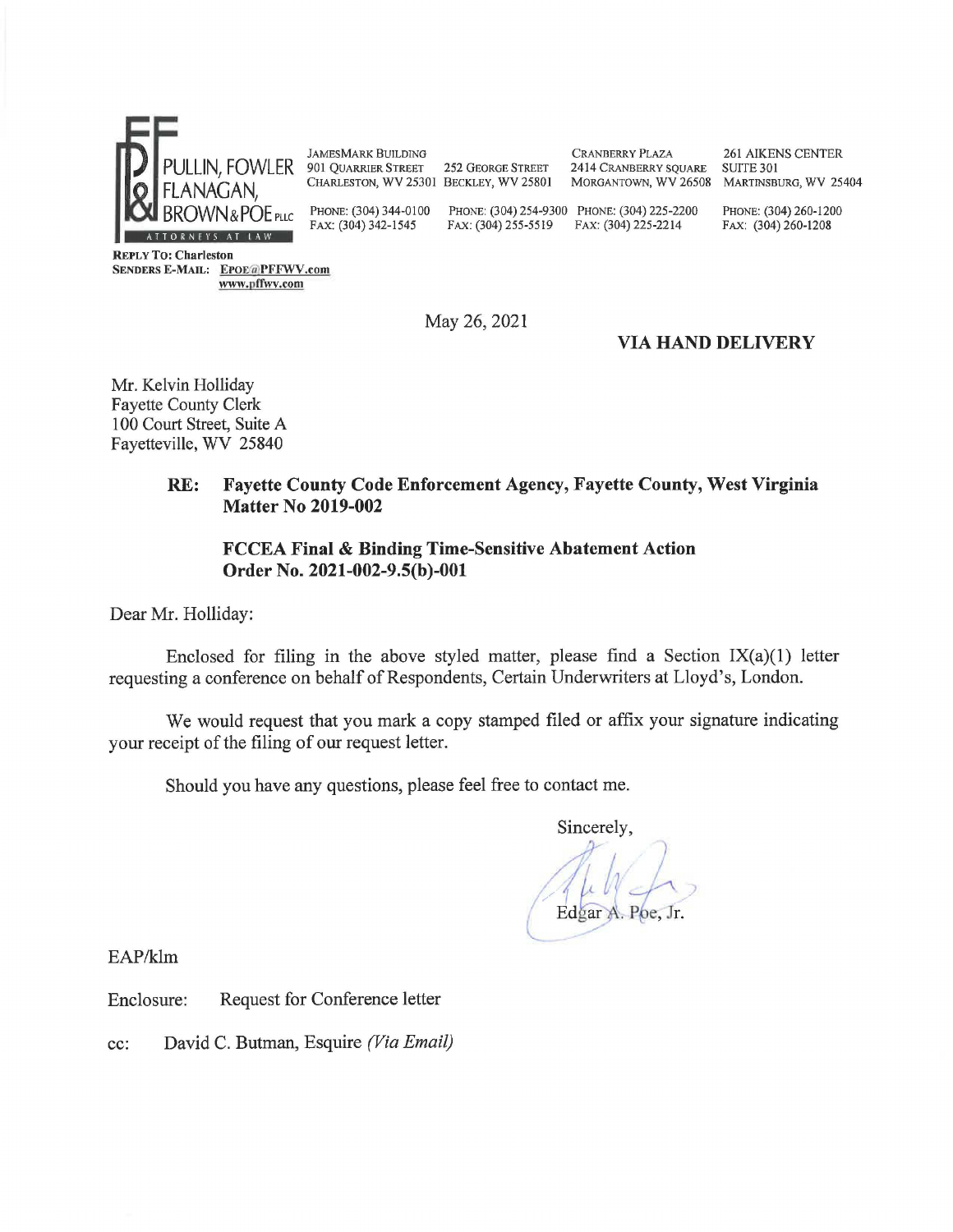PULLIN, FOWLER FLANAGAN, BROWN & POE PLLC
ATTORNEYS AT LAW

JAMESMARK BUILDING
901 QUARRIER STREET
CHARLESTON, WV 25301
PHONE: (304) 344-0100
FAX: (304) 342-1545

252 GEORGE STREET
BECKLEY, WV 25801
PHONE: (304) 254-9300
FAX: (304) 255-5519

CRANBERRY PLAZA
2414 CRANBERRY SQUARE
MORGANTOWN, WV 26508
PHONE: (304) 225-2200
FAX: (304) 225-2214

261 AIKENS CENTER
SUITE 301
MARTINSBURG, WV 25404
PHONE: (304) 260-1200
FAX: (304) 260-1208

**REPLY TO: Charleston**
**SENDERS E-MAIL: EPOE@PFFWV.com**
**www.pffwv.com**

May 26, 2021

**VIA HAND DELIVERY**

Mr. Kelvin Holliday
Fayette County Clerk
100 Court Street, Suite A
Fayetteville, WV 25840

**RE: Fayette County Code Enforcement Agency, Fayette County, West Virginia Matter No 2019-002**

**FCCEA Final & Binding Time-Sensitive Abatement Action Order No. 2021-002-9.5(b)-001**

Dear Mr. Holliday:

Enclosed for filing in the above styled matter, please find a Section IX(a)(1) letter requesting a conference on behalf of Respondents, Certain Underwriters at Lloyd's, London.

We would request that you mark a copy stamped filed or affix your signature indicating your receipt of the filing of our request letter.

Should you have any questions, please feel free to contact me.

Sincerely,

Edgar A. Poe, Jr.

EAP/klm

Enclosure: Request for Conference letter

cc: David C. Butman, Esquire *(Via Email)*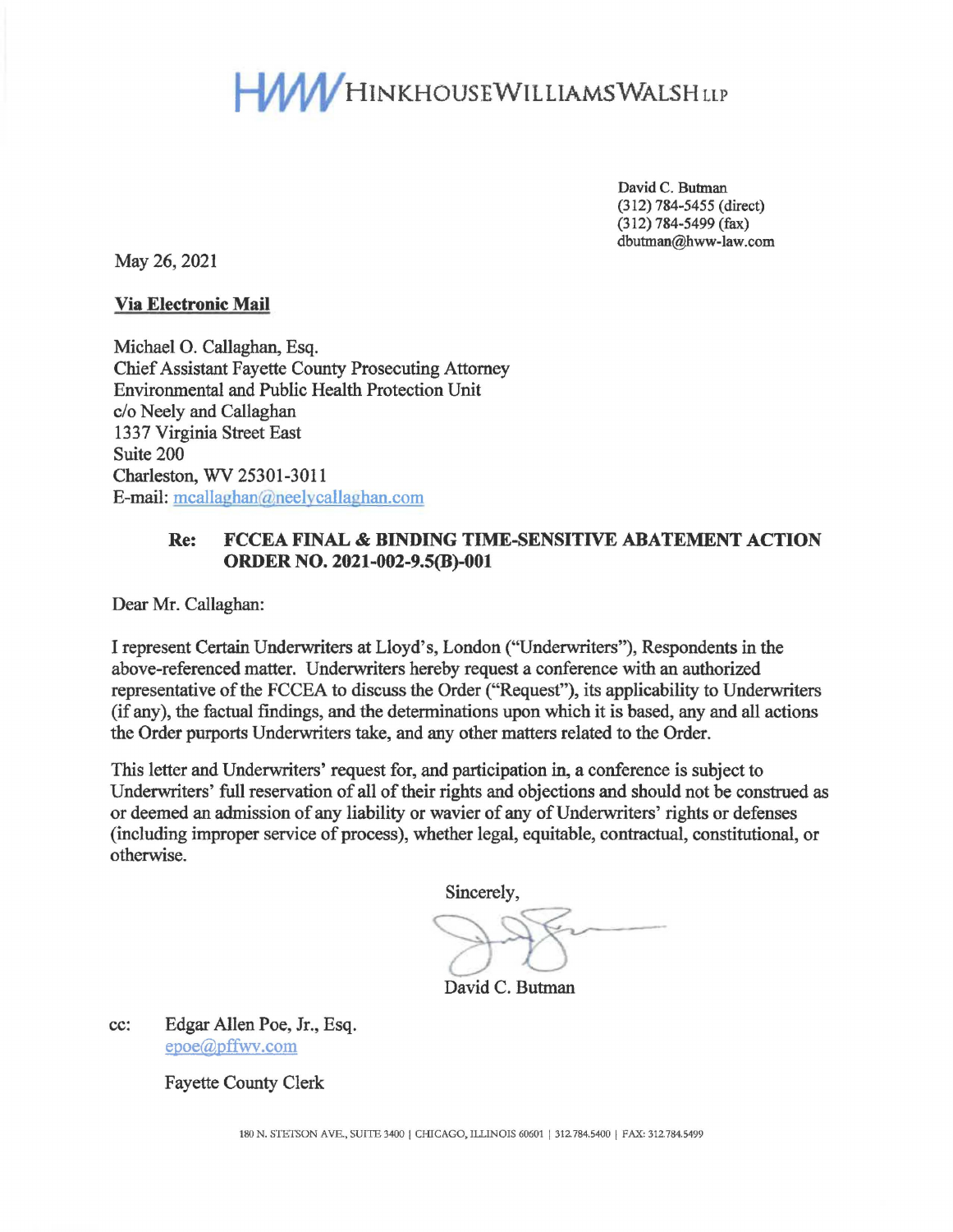# HWW HINKHOUSEWILLIAMSWALSH LLP

David C. Butman
(312) 784-5455 (direct)
(312) 784-5499 (fax)
dbutman@hww-law.com

May 26, 2021

**Via Electronic Mail**

Michael O. Callaghan, Esq.
Chief Assistant Fayette County Prosecuting Attorney
Environmental and Public Health Protection Unit
c/o Neely and Callaghan
1337 Virginia Street East
Suite 200
Charleston, WV 25301-3011
E-mail: mcallaghan@neelycallaghan.com

**Re: FCCEA FINAL & BINDING TIME-SENSITIVE ABATEMENT ACTION ORDER NO. 2021-002-9.5(B)-001**

Dear Mr. Callaghan:

I represent Certain Underwriters at Lloyd's, London ("Underwriters"), Respondents in the above-referenced matter. Underwriters hereby request a conference with an authorized representative of the FCCEA to discuss the Order ("Request"), its applicability to Underwriters (if any), the factual findings, and the determinations upon which it is based, any and all actions the Order purports Underwriters take, and any other matters related to the Order.

This letter and Underwriters' request for, and participation in, a conference is subject to Underwriters' full reservation of all of their rights and objections and should not be construed as or deemed an admission of any liability or wavier of any of Underwriters' rights or defenses (including improper service of process), whether legal, equitable, contractual, constitutional, or otherwise.

Sincerely,

David C. Butman

cc: Edgar Allen Poe, Jr., Esq.
epoe@pffwv.com

Fayette County Clerk

180 N. STETSON AVE., SUITE 3400 | CHICAGO, ILLINOIS 60601 | 312.784.5400 | FAX: 312.784.5499